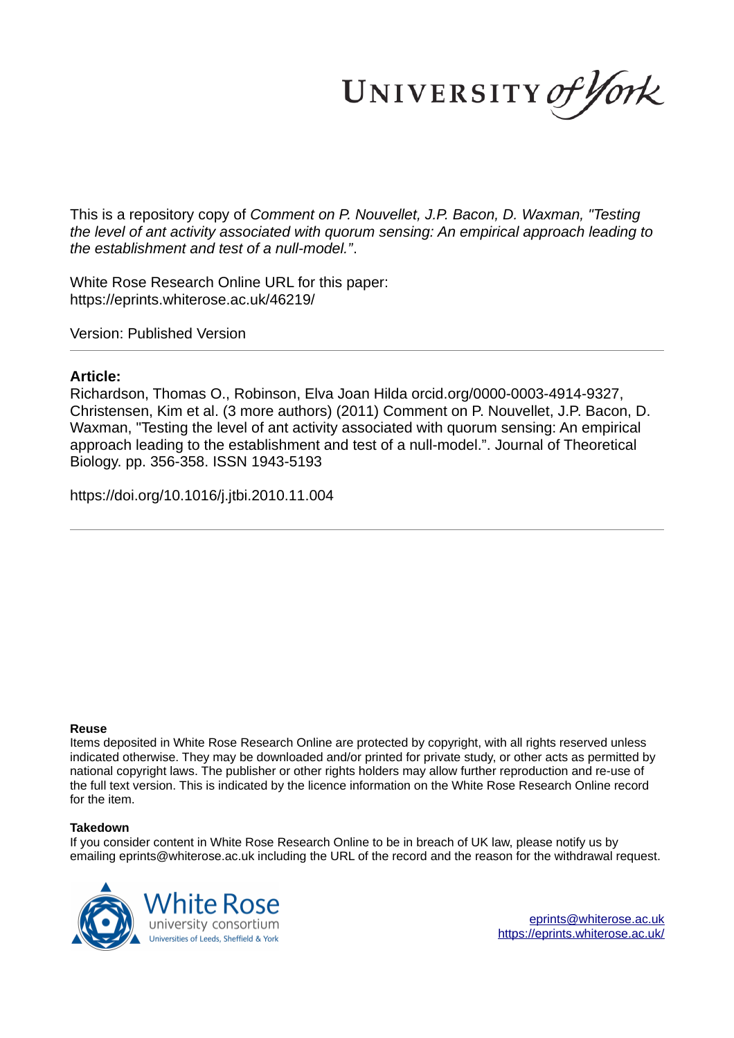This is a repository copy of *Comment on P. Nouvellet, J.P. Bacon, D. Waxman, "Testing the level of ant activity associated with quorum sensing: An empirical approach leading to the establishment and test of a null-model."*.

White Rose Research Online URL for this paper:
https://eprints.whiterose.ac.uk/46219/

Version: Published Version

**Article:**

Richardson, Thomas O., Robinson, Elva Joan Hilda orcid.org/0000-0003-4914-9327, Christensen, Kim et al. (3 more authors) (2011) Comment on P. Nouvellet, J.P. Bacon, D. Waxman, "Testing the level of ant activity associated with quorum sensing: An empirical approach leading to the establishment and test of a null-model.". Journal of Theoretical Biology. pp. 356-358. ISSN 1943-5193

https://doi.org/10.1016/j.jtbi.2010.11.004

**Reuse**

Items deposited in White Rose Research Online are protected by copyright, with all rights reserved unless indicated otherwise. They may be downloaded and/or printed for private study, or other acts as permitted by national copyright laws. The publisher or other rights holders may allow further reproduction and re-use of the full text version. This is indicated by the licence information on the White Rose Research Online record for the item.

**Takedown**

If you consider content in White Rose Research Online to be in breach of UK law, please notify us by emailing eprints@whiterose.ac.uk including the URL of the record and the reason for the withdrawal request.

eprints@whiterose.ac.uk
https://eprints.whiterose.ac.uk/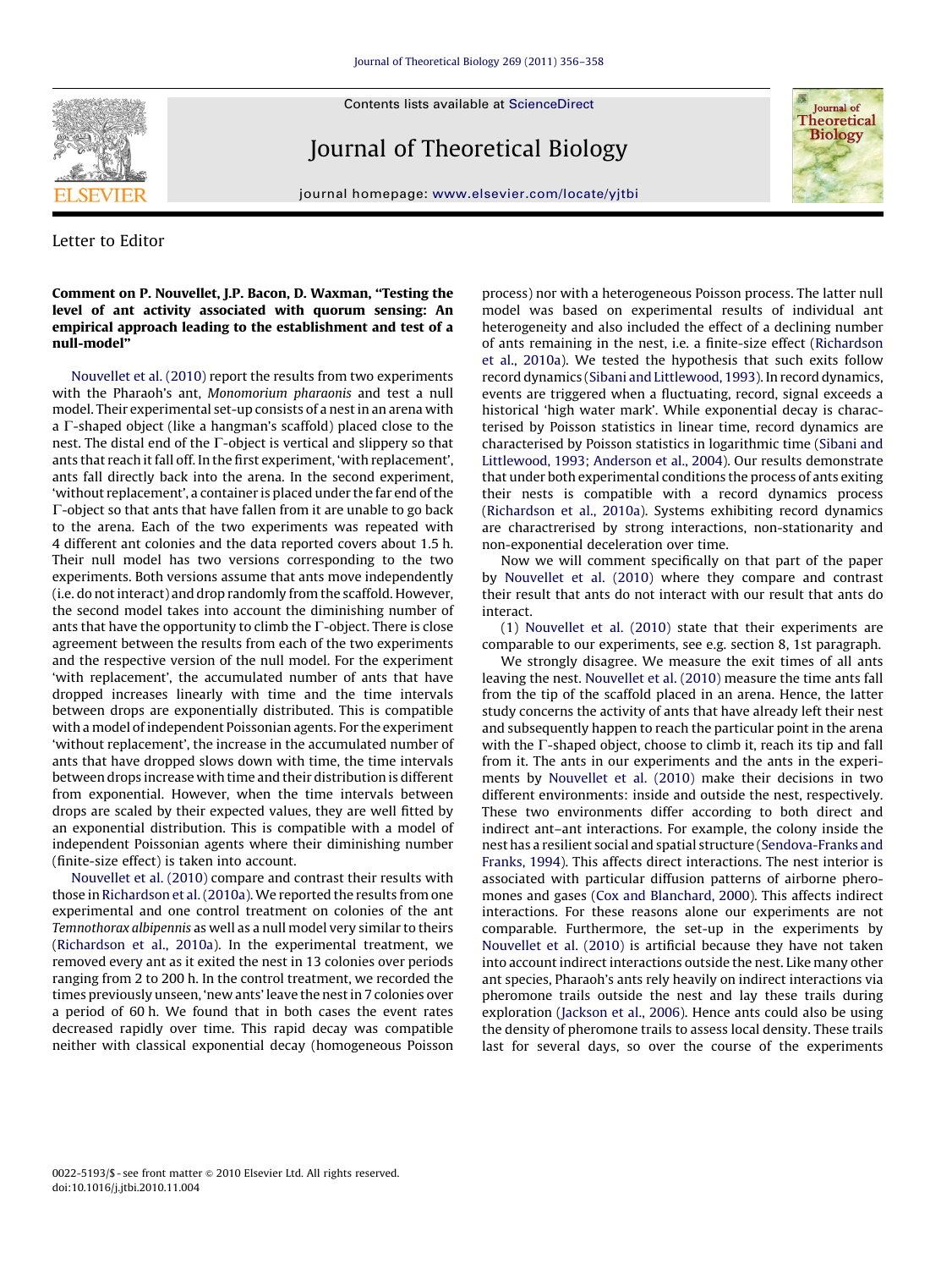Letter to Editor

**Comment on P. Nouvellet, J.P. Bacon, D. Waxman, "Testing the level of ant activity associated with quorum sensing: An empirical approach leading to the establishment and test of a null-model"**

Nouvellet et al. (2010) report the results from two experiments with the Pharaoh's ant, *Monomorium pharaonis* and test a null model. Their experimental set-up consists of a nest in an arena with a Γ-shaped object (like a hangman's scaffold) placed close to the nest. The distal end of the Γ-object is vertical and slippery so that ants that reach it fall off. In the first experiment, 'with replacement', ants fall directly back into the arena. In the second experiment, 'without replacement', a container is placed under the far end of the Γ-object so that ants that have fallen from it are unable to go back to the arena. Each of the two experiments was repeated with 4 different ant colonies and the data reported covers about 1.5 h. Their null model has two versions corresponding to the two experiments. Both versions assume that ants move independently (i.e. do not interact) and drop randomly from the scaffold. However, the second model takes into account the diminishing number of ants that have the opportunity to climb the Γ-object. There is close agreement between the results from each of the two experiments and the respective version of the null model. For the experiment 'with replacement', the accumulated number of ants that have dropped increases linearly with time and the time intervals between drops are exponentially distributed. This is compatible with a model of independent Poissonian agents. For the experiment 'without replacement', the increase in the accumulated number of ants that have dropped slows down with time, the time intervals between drops increase with time and their distribution is different from exponential. However, when the time intervals between drops are scaled by their expected values, they are well fitted by an exponential distribution. This is compatible with a model of independent Poissonian agents where their diminishing number (finite-size effect) is taken into account.

Nouvellet et al. (2010) compare and contrast their results with those in Richardson et al. (2010a). We reported the results from one experimental and one control treatment on colonies of the ant *Temnothorax albipennis* as well as a null model very similar to theirs (Richardson et al., 2010a). In the experimental treatment, we removed every ant as it exited the nest in 13 colonies over periods ranging from 2 to 200 h. In the control treatment, we recorded the times previously unseen, 'new ants' leave the nest in 7 colonies over a period of 60 h. We found that in both cases the event rates decreased rapidly over time. This rapid decay was compatible neither with classical exponential decay (homogeneous Poisson process) nor with a heterogeneous Poisson process. The latter null model was based on experimental results of individual ant heterogeneity and also included the effect of a declining number of ants remaining in the nest, i.e. a finite-size effect (Richardson et al., 2010a). We tested the hypothesis that such exits follow record dynamics (Sibani and Littlewood, 1993). In record dynamics, events are triggered when a fluctuating, record, signal exceeds a historical 'high water mark'. While exponential decay is characterised by Poisson statistics in linear time, record dynamics are characterised by Poisson statistics in logarithmic time (Sibani and Littlewood, 1993; Anderson et al., 2004). Our results demonstrate that under both experimental conditions the process of ants exiting their nests is compatible with a record dynamics process (Richardson et al., 2010a). Systems exhibiting record dynamics are charactrerised by strong interactions, non-stationarity and non-exponential deceleration over time.

Now we will comment specifically on that part of the paper by Nouvellet et al. (2010) where they compare and contrast their result that ants do not interact with our result that ants do interact.

(1) Nouvellet et al. (2010) state that their experiments are comparable to our experiments, see e.g. section 8, 1st paragraph.

We strongly disagree. We measure the exit times of all ants leaving the nest. Nouvellet et al. (2010) measure the time ants fall from the tip of the scaffold placed in an arena. Hence, the latter study concerns the activity of ants that have already left their nest and subsequently happen to reach the particular point in the arena with the Γ-shaped object, choose to climb it, reach its tip and fall from it. The ants in our experiments and the ants in the experiments by Nouvellet et al. (2010) make their decisions in two different environments: inside and outside the nest, respectively. These two environments differ according to both direct and indirect ant–ant interactions. For example, the colony inside the nest has a resilient social and spatial structure (Sendova-Franks and Franks, 1994). This affects direct interactions. The nest interior is associated with particular diffusion patterns of airborne pheromones and gases (Cox and Blanchard, 2000). This affects indirect interactions. For these reasons alone our experiments are not comparable. Furthermore, the set-up in the experiments by Nouvellet et al. (2010) is artificial because they have not taken into account indirect interactions outside the nest. Like many other ant species, Pharaoh's ants rely heavily on indirect interactions via pheromone trails outside the nest and lay these trails during exploration (Jackson et al., 2006). Hence ants could also be using the density of pheromone trails to assess local density. These trails last for several days, so over the course of the experiments

0022-5193/$ - see front matter © 2010 Elsevier Ltd. All rights reserved.
doi:10.1016/j.jtbi.2010.11.004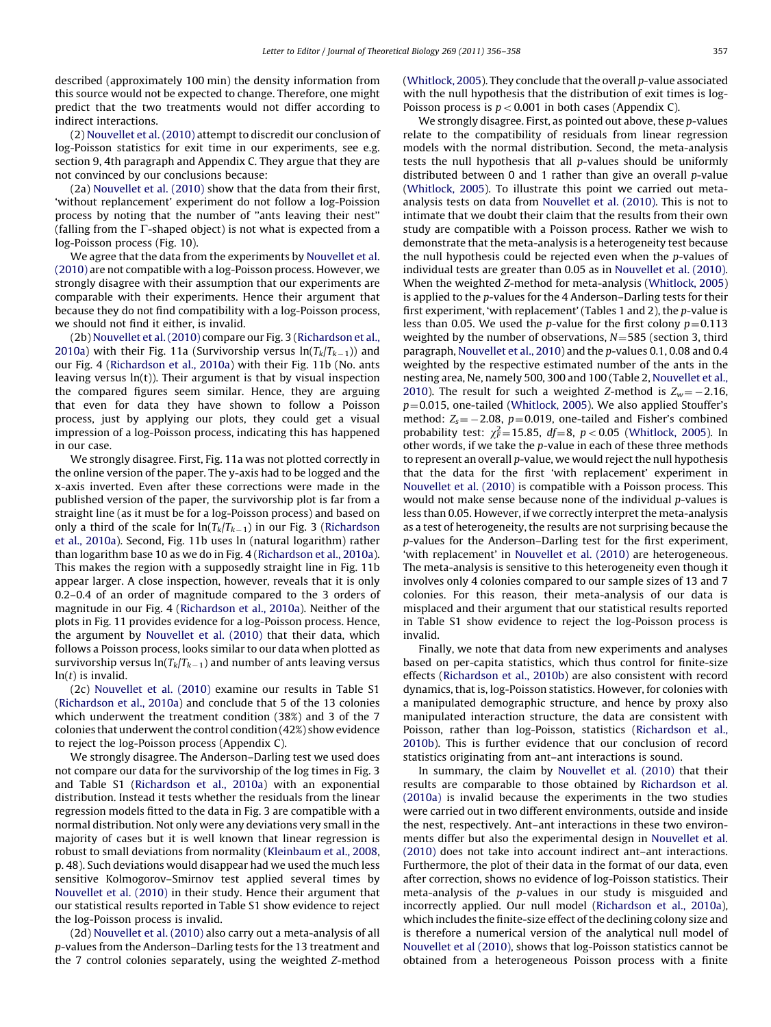described (approximately 100 min) the density information from this source would not be expected to change. Therefore, one might predict that the two treatments would not differ according to indirect interactions.

(2) Nouvellet et al. (2010) attempt to discredit our conclusion of log-Poisson statistics for exit time in our experiments, see e.g. section 9, 4th paragraph and Appendix C. They argue that they are not convinced by our conclusions because:

(2a) Nouvellet et al. (2010) show that the data from their first, 'without replacement' experiment do not follow a log-Poission process by noting that the number of ''ants leaving their nest'' (falling from the Γ-shaped object) is not what is expected from a log-Poisson process (Fig. 10).

We agree that the data from the experiments by Nouvellet et al. (2010) are not compatible with a log-Poisson process. However, we strongly disagree with their assumption that our experiments are comparable with their experiments. Hence their argument that because they do not find compatibility with a log-Poisson process, we should not find it either, is invalid.

(2b) Nouvellet et al. (2010) compare our Fig. 3 (Richardson et al., 2010a) with their Fig. 11a (Survivorship versus $\ln(T_k/T_{k-1})$) and our Fig. 4 (Richardson et al., 2010a) with their Fig. 11b (No. ants leaving versus ln(t)). Their argument is that by visual inspection the compared figures seem similar. Hence, they are arguing that even for data they have shown to follow a Poisson process, just by applying our plots, they could get a visual impression of a log-Poisson process, indicating this has happened in our case.

We strongly disagree. First, Fig. 11a was not plotted correctly in the online version of the paper. The y-axis had to be logged and the x-axis inverted. Even after these corrections were made in the published version of the paper, the survivorship plot is far from a straight line (as it must be for a log-Poisson process) and based on only a third of the scale for $\ln(T_k/T_{k-1})$ in our Fig. 3 (Richardson et al., 2010a). Second, Fig. 11b uses ln (natural logarithm) rather than logarithm base 10 as we do in Fig. 4 (Richardson et al., 2010a). This makes the region with a supposedly straight line in Fig. 11b appear larger. A close inspection, however, reveals that it is only 0.2–0.4 of an order of magnitude compared to the 3 orders of magnitude in our Fig. 4 (Richardson et al., 2010a). Neither of the plots in Fig. 11 provides evidence for a log-Poisson process. Hence, the argument by Nouvellet et al. (2010) that their data, which follows a Poisson process, looks similar to our data when plotted as survivorship versus $\ln(T_k/T_{k-1})$ and number of ants leaving versus $\ln(t)$ is invalid.

(2c) Nouvellet et al. (2010) examine our results in Table S1 (Richardson et al., 2010a) and conclude that 5 of the 13 colonies which underwent the treatment condition (38%) and 3 of the 7 colonies that underwent the control condition (42%) show evidence to reject the log-Poisson process (Appendix C).

We strongly disagree. The Anderson–Darling test we used does not compare our data for the survivorship of the log times in Fig. 3 and Table S1 (Richardson et al., 2010a) with an exponential distribution. Instead it tests whether the residuals from the linear regression models fitted to the data in Fig. 3 are compatible with a normal distribution. Not only were any deviations very small in the majority of cases but it is well known that linear regression is robust to small deviations from normality (Kleinbaum et al., 2008, p. 48). Such deviations would disappear had we used the much less sensitive Kolmogorov–Smirnov test applied several times by Nouvellet et al. (2010) in their study. Hence their argument that our statistical results reported in Table S1 show evidence to reject the log-Poisson process is invalid.

(2d) Nouvellet et al. (2010) also carry out a meta-analysis of all *p*-values from the Anderson–Darling tests for the 13 treatment and the 7 control colonies separately, using the weighted *Z*-method (Whitlock, 2005). They conclude that the overall *p*-value associated with the null hypothesis that the distribution of exit times is log-Poisson process is $p<0.001$ in both cases (Appendix C).

We strongly disagree. First, as pointed out above, these *p*-values relate to the compatibility of residuals from linear regression models with the normal distribution. Second, the meta-analysis tests the null hypothesis that all *p*-values should be uniformly distributed between 0 and 1 rather than give an overall *p*-value (Whitlock, 2005). To illustrate this point we carried out meta-analysis tests on data from Nouvellet et al. (2010). This is not to intimate that we doubt their claim that the results from their own study are compatible with a Poisson process. Rather we wish to demonstrate that the meta-analysis is a heterogeneity test because the null hypothesis could be rejected even when the *p*-values of individual tests are greater than 0.05 as in Nouvellet et al. (2010). When the weighted *Z*-method for meta-analysis (Whitlock, 2005) is applied to the *p*-values for the 4 Anderson–Darling tests for their first experiment, 'with replacement' (Tables 1 and 2), the *p*-value is less than 0.05. We used the *p*-value for the first colony $p=0.113$ weighted by the number of observations, $N=585$ (section 3, third paragraph, Nouvellet et al., 2010) and the *p*-values 0.1, 0.08 and 0.4 weighted by the respective estimated number of the ants in the nesting area, Ne, namely 500, 300 and 100 (Table 2, Nouvellet et al., 2010). The result for such a weighted *Z*-method is $Z_w=-2.16$, $p=0.015$, one-tailed (Whitlock, 2005). We also applied Stouffer's method: $Z_s=-2.08$, $p=0.019$, one-tailed and Fisher's combined probability test: $\chi^2_F=15.85$, $df=8$, $p<0.05$ (Whitlock, 2005). In other words, if we take the *p*-value in each of these three methods to represent an overall *p*-value, we would reject the null hypothesis that the data for the first 'with replacement' experiment in Nouvellet et al. (2010) is compatible with a Poisson process. This would not make sense because none of the individual *p*-values is less than 0.05. However, if we correctly interpret the meta-analysis as a test of heterogeneity, the results are not surprising because the *p*-values for the Anderson–Darling test for the first experiment, 'with replacement' in Nouvellet et al. (2010) are heterogeneous. The meta-analysis is sensitive to this heterogeneity even though it involves only 4 colonies compared to our sample sizes of 13 and 7 colonies. For this reason, their meta-analysis of our data is misplaced and their argument that our statistical results reported in Table S1 show evidence to reject the log-Poisson process is invalid.

Finally, we note that data from new experiments and analyses based on per-capita statistics, which thus control for finite-size effects (Richardson et al., 2010b) are also consistent with record dynamics, that is, log-Poisson statistics. However, for colonies with a manipulated demographic structure, and hence by proxy also manipulated interaction structure, the data are consistent with Poisson, rather than log-Poisson, statistics (Richardson et al., 2010b). This is further evidence that our conclusion of record statistics originating from ant–ant interactions is sound.

In summary, the claim by Nouvellet et al. (2010) that their results are comparable to those obtained by Richardson et al. (2010a) is invalid because the experiments in the two studies were carried out in two different environments, outside and inside the nest, respectively. Ant–ant interactions in these two environments differ but also the experimental design in Nouvellet et al. (2010) does not take into account indirect ant–ant interactions. Furthermore, the plot of their data in the format of our data, even after correction, shows no evidence of log-Poisson statistics. Their meta-analysis of the *p*-values in our study is misguided and incorrectly applied. Our null model (Richardson et al., 2010a), which includes the finite-size effect of the declining colony size and is therefore a numerical version of the analytical null model of Nouvellet et al (2010), shows that log-Poisson statistics cannot be obtained from a heterogeneous Poisson process with a finite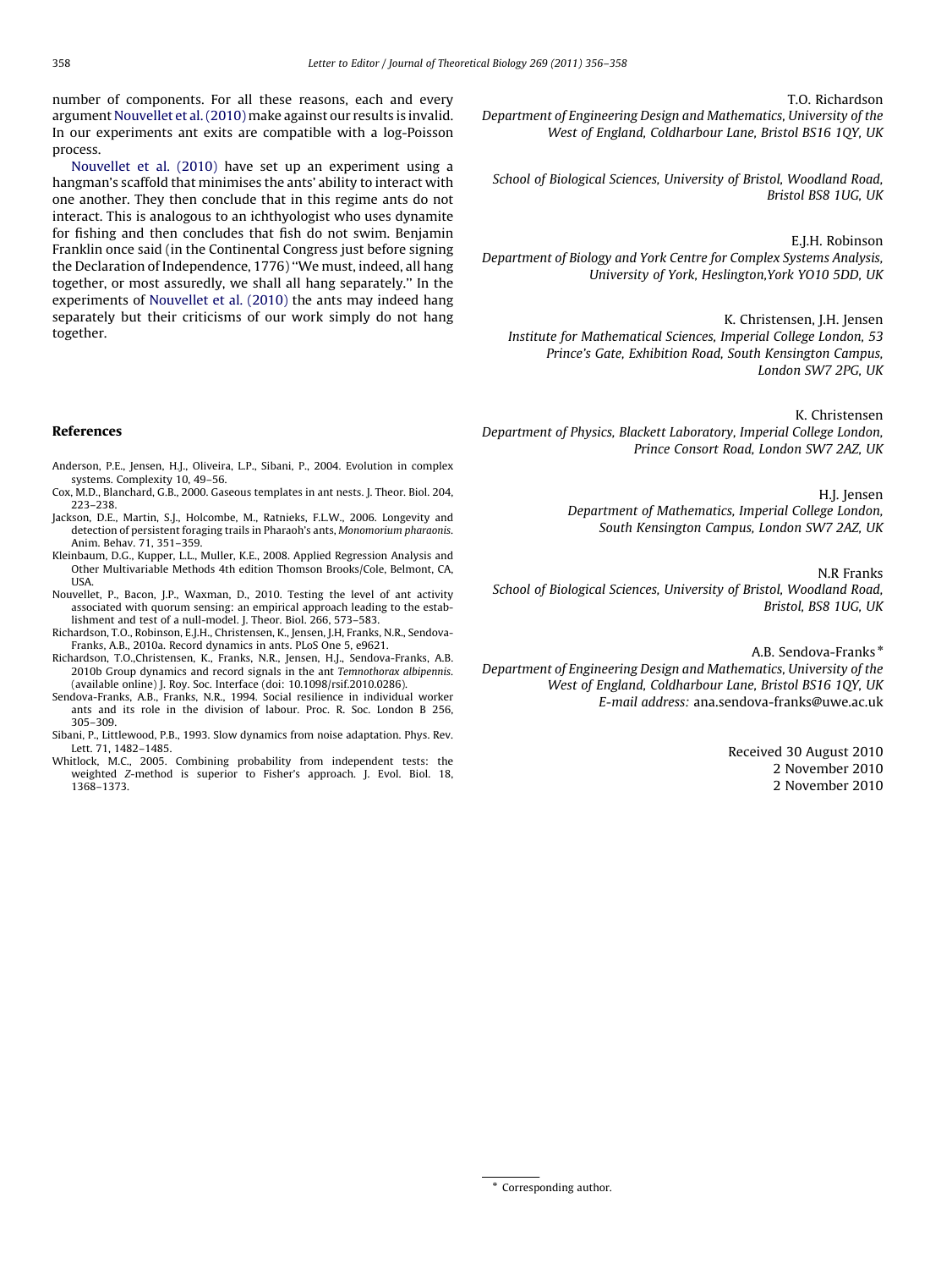number of components. For all these reasons, each and every argument Nouvellet et al. (2010) make against our results is invalid. In our experiments ant exits are compatible with a log-Poisson process.

Nouvellet et al. (2010) have set up an experiment using a hangman's scaffold that minimises the ants' ability to interact with one another. They then conclude that in this regime ants do not interact. This is analogous to an ichthyologist who uses dynamite for fishing and then concludes that fish do not swim. Benjamin Franklin once said (in the Continental Congress just before signing the Declaration of Independence, 1776) ''We must, indeed, all hang together, or most assuredly, we shall all hang separately.'' In the experiments of Nouvellet et al. (2010) the ants may indeed hang separately but their criticisms of our work simply do not hang together.

## References

- Anderson, P.E., Jensen, H.J., Oliveira, L.P., Sibani, P., 2004. Evolution in complex systems. Complexity 10, 49–56.
- Cox, M.D., Blanchard, G.B., 2000. Gaseous templates in ant nests. J. Theor. Biol. 204, 223–238.
- Jackson, D.E., Martin, S.J., Holcombe, M., Ratnieks, F.L.W., 2006. Longevity and detection of persistent foraging trails in Pharaoh's ants, *Monomorium pharaonis*. Anim. Behav. 71, 351–359.
- Kleinbaum, D.G., Kupper, L.L., Muller, K.E., 2008. Applied Regression Analysis and Other Multivariable Methods 4th edition Thomson Brooks/Cole, Belmont, CA, USA.
- Nouvellet, P., Bacon, J.P., Waxman, D., 2010. Testing the level of ant activity associated with quorum sensing: an empirical approach leading to the establishment and test of a null-model. J. Theor. Biol. 266, 573–583.
- Richardson, T.O., Robinson, E.J.H., Christensen, K., Jensen, J.H, Franks, N.R., Sendova-Franks, A.B., 2010a. Record dynamics in ants. PLoS One 5, e9621.
- Richardson, T.O.,Christensen, K., Franks, N.R., Jensen, H.J., Sendova-Franks, A.B. 2010b Group dynamics and record signals in the ant *Temnothorax albipennis*. (available online) J. Roy. Soc. Interface (doi: 10.1098/rsif.2010.0286).
- Sendova-Franks, A.B., Franks, N.R., 1994. Social resilience in individual worker ants and its role in the division of labour. Proc. R. Soc. London B 256, 305–309.
- Sibani, P., Littlewood, P.B., 1993. Slow dynamics from noise adaptation. Phys. Rev. Lett. 71, 1482–1485.
- Whitlock, M.C., 2005. Combining probability from independent tests: the weighted *Z*-method is superior to Fisher's approach. J. Evol. Biol. 18, 1368–1373.

T.O. Richardson
*Department of Engineering Design and Mathematics, University of the West of England, Coldharbour Lane, Bristol BS16 1QY, UK*

*School of Biological Sciences, University of Bristol, Woodland Road, Bristol BS8 1UG, UK*

E.J.H. Robinson
*Department of Biology and York Centre for Complex Systems Analysis, University of York, Heslington,York YO10 5DD, UK*

K. Christensen, J.H. Jensen
*Institute for Mathematical Sciences, Imperial College London, 53 Prince's Gate, Exhibition Road, South Kensington Campus, London SW7 2PG, UK*

K. Christensen
*Department of Physics, Blackett Laboratory, Imperial College London, Prince Consort Road, London SW7 2AZ, UK*

H.J. Jensen
*Department of Mathematics, Imperial College London, South Kensington Campus, London SW7 2AZ, UK*

N.R Franks
*School of Biological Sciences, University of Bristol, Woodland Road, Bristol, BS8 1UG, UK*

A.B. Sendova-Franks*
*Department of Engineering Design and Mathematics, University of the West of England, Coldharbour Lane, Bristol BS16 1QY, UK*
*E-mail address:* ana.sendova-franks@uwe.ac.uk

Received 30 August 2010
2 November 2010
2 November 2010

* Corresponding author.